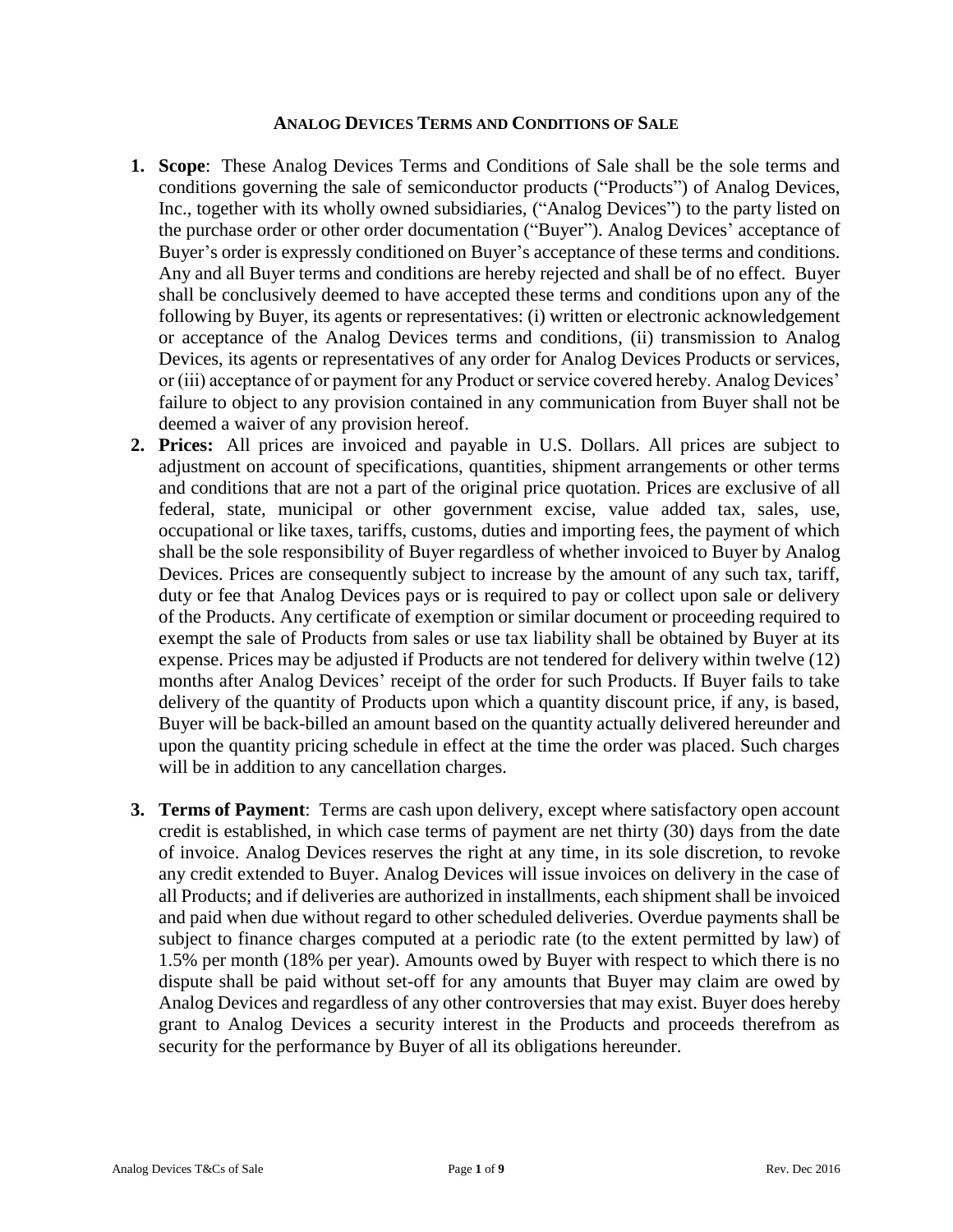# ANALOG DEVICES TERMS AND CONDITIONS OF SALE

1. **Scope**: These Analog Devices Terms and Conditions of Sale shall be the sole terms and conditions governing the sale of semiconductor products ("Products") of Analog Devices, Inc., together with its wholly owned subsidiaries, ("Analog Devices") to the party listed on the purchase order or other order documentation ("Buyer"). Analog Devices' acceptance of Buyer's order is expressly conditioned on Buyer's acceptance of these terms and conditions. Any and all Buyer terms and conditions are hereby rejected and shall be of no effect. Buyer shall be conclusively deemed to have accepted these terms and conditions upon any of the following by Buyer, its agents or representatives: (i) written or electronic acknowledgement or acceptance of the Analog Devices terms and conditions, (ii) transmission to Analog Devices, its agents or representatives of any order for Analog Devices Products or services, or (iii) acceptance of or payment for any Product or service covered hereby. Analog Devices' failure to object to any provision contained in any communication from Buyer shall not be deemed a waiver of any provision hereof.

2. **Prices:** All prices are invoiced and payable in U.S. Dollars. All prices are subject to adjustment on account of specifications, quantities, shipment arrangements or other terms and conditions that are not a part of the original price quotation. Prices are exclusive of all federal, state, municipal or other government excise, value added tax, sales, use, occupational or like taxes, tariffs, customs, duties and importing fees, the payment of which shall be the sole responsibility of Buyer regardless of whether invoiced to Buyer by Analog Devices. Prices are consequently subject to increase by the amount of any such tax, tariff, duty or fee that Analog Devices pays or is required to pay or collect upon sale or delivery of the Products. Any certificate of exemption or similar document or proceeding required to exempt the sale of Products from sales or use tax liability shall be obtained by Buyer at its expense. Prices may be adjusted if Products are not tendered for delivery within twelve (12) months after Analog Devices' receipt of the order for such Products. If Buyer fails to take delivery of the quantity of Products upon which a quantity discount price, if any, is based, Buyer will be back-billed an amount based on the quantity actually delivered hereunder and upon the quantity pricing schedule in effect at the time the order was placed. Such charges will be in addition to any cancellation charges.

3. **Terms of Payment**: Terms are cash upon delivery, except where satisfactory open account credit is established, in which case terms of payment are net thirty (30) days from the date of invoice. Analog Devices reserves the right at any time, in its sole discretion, to revoke any credit extended to Buyer. Analog Devices will issue invoices on delivery in the case of all Products; and if deliveries are authorized in installments, each shipment shall be invoiced and paid when due without regard to other scheduled deliveries. Overdue payments shall be subject to finance charges computed at a periodic rate (to the extent permitted by law) of 1.5% per month (18% per year). Amounts owed by Buyer with respect to which there is no dispute shall be paid without set-off for any amounts that Buyer may claim are owed by Analog Devices and regardless of any other controversies that may exist. Buyer does hereby grant to Analog Devices a security interest in the Products and proceeds therefrom as security for the performance by Buyer of all its obligations hereunder.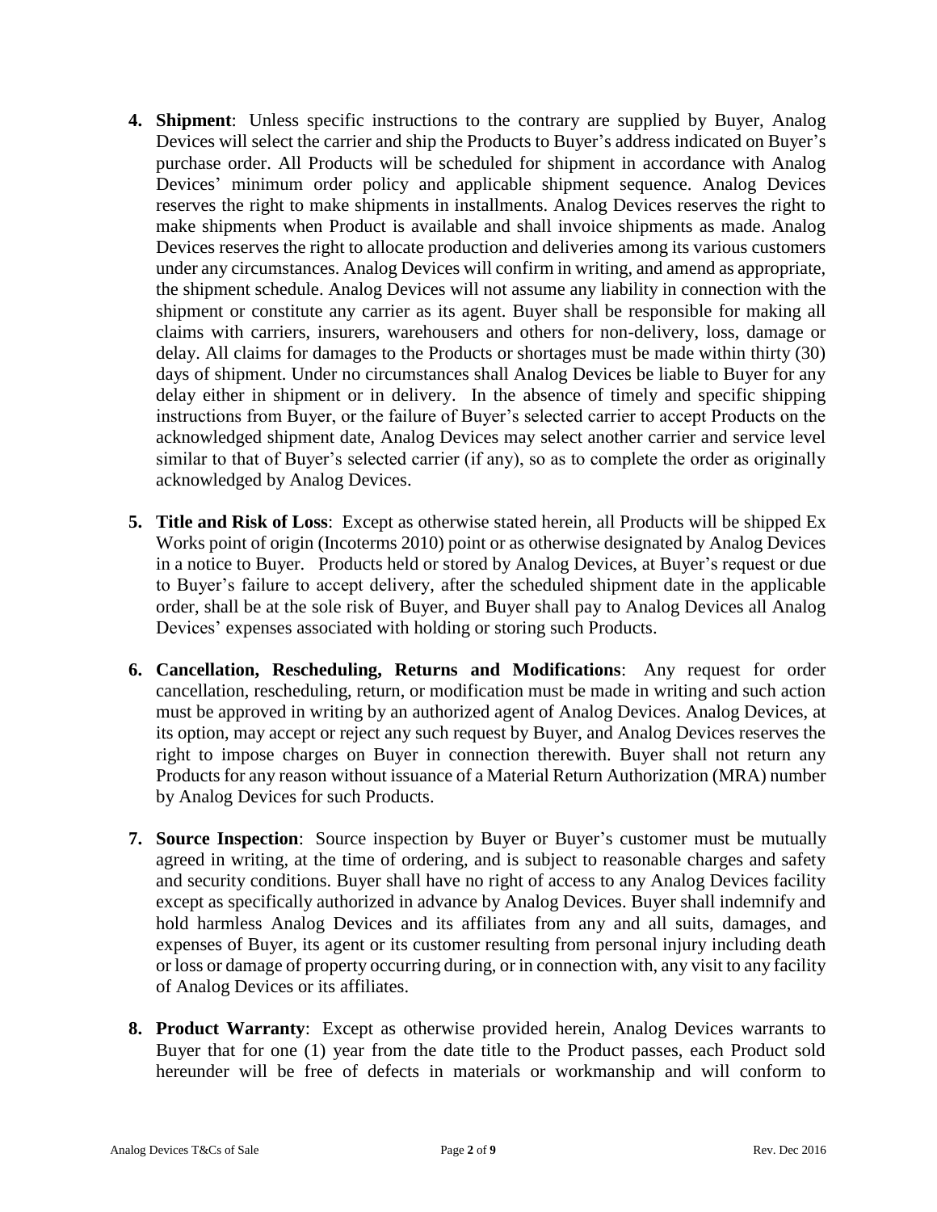4. **Shipment**: Unless specific instructions to the contrary are supplied by Buyer, Analog Devices will select the carrier and ship the Products to Buyer's address indicated on Buyer's purchase order. All Products will be scheduled for shipment in accordance with Analog Devices' minimum order policy and applicable shipment sequence. Analog Devices reserves the right to make shipments in installments. Analog Devices reserves the right to make shipments when Product is available and shall invoice shipments as made. Analog Devices reserves the right to allocate production and deliveries among its various customers under any circumstances. Analog Devices will confirm in writing, and amend as appropriate, the shipment schedule. Analog Devices will not assume any liability in connection with the shipment or constitute any carrier as its agent. Buyer shall be responsible for making all claims with carriers, insurers, warehousers and others for non-delivery, loss, damage or delay. All claims for damages to the Products or shortages must be made within thirty (30) days of shipment. Under no circumstances shall Analog Devices be liable to Buyer for any delay either in shipment or in delivery. In the absence of timely and specific shipping instructions from Buyer, or the failure of Buyer's selected carrier to accept Products on the acknowledged shipment date, Analog Devices may select another carrier and service level similar to that of Buyer's selected carrier (if any), so as to complete the order as originally acknowledged by Analog Devices.

5. **Title and Risk of Loss**: Except as otherwise stated herein, all Products will be shipped Ex Works point of origin (Incoterms 2010) point or as otherwise designated by Analog Devices in a notice to Buyer. Products held or stored by Analog Devices, at Buyer's request or due to Buyer's failure to accept delivery, after the scheduled shipment date in the applicable order, shall be at the sole risk of Buyer, and Buyer shall pay to Analog Devices all Analog Devices' expenses associated with holding or storing such Products.

6. **Cancellation, Rescheduling, Returns and Modifications**: Any request for order cancellation, rescheduling, return, or modification must be made in writing and such action must be approved in writing by an authorized agent of Analog Devices. Analog Devices, at its option, may accept or reject any such request by Buyer, and Analog Devices reserves the right to impose charges on Buyer in connection therewith. Buyer shall not return any Products for any reason without issuance of a Material Return Authorization (MRA) number by Analog Devices for such Products.

7. **Source Inspection**: Source inspection by Buyer or Buyer's customer must be mutually agreed in writing, at the time of ordering, and is subject to reasonable charges and safety and security conditions. Buyer shall have no right of access to any Analog Devices facility except as specifically authorized in advance by Analog Devices. Buyer shall indemnify and hold harmless Analog Devices and its affiliates from any and all suits, damages, and expenses of Buyer, its agent or its customer resulting from personal injury including death or loss or damage of property occurring during, or in connection with, any visit to any facility of Analog Devices or its affiliates.

8. **Product Warranty**: Except as otherwise provided herein, Analog Devices warrants to Buyer that for one (1) year from the date title to the Product passes, each Product sold hereunder will be free of defects in materials or workmanship and will conform to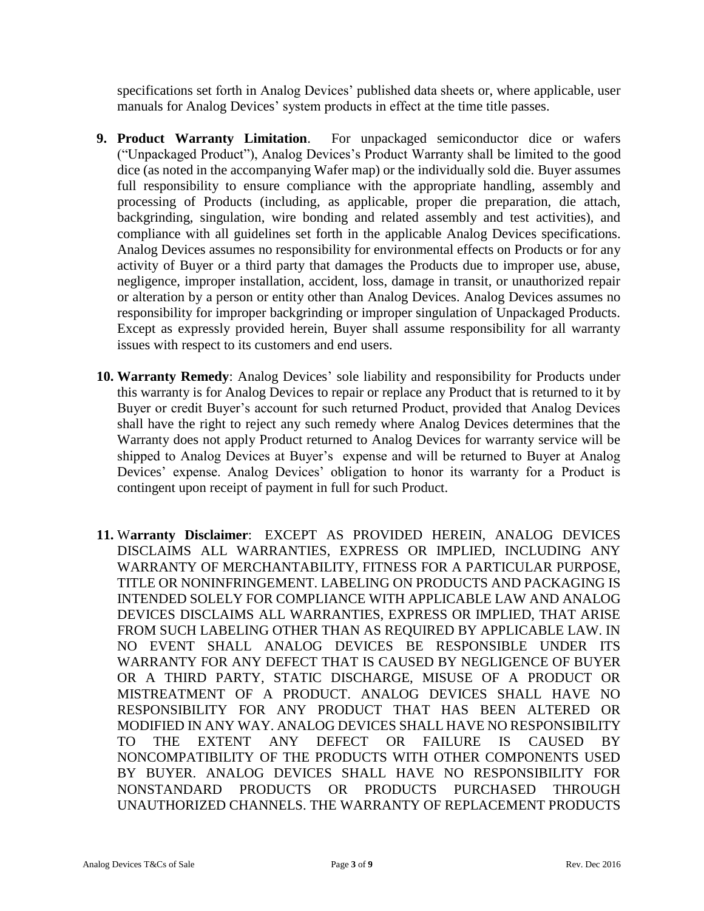specifications set forth in Analog Devices' published data sheets or, where applicable, user manuals for Analog Devices' system products in effect at the time title passes.

9. **Product Warranty Limitation**. For unpackaged semiconductor dice or wafers ("Unpackaged Product"), Analog Devices's Product Warranty shall be limited to the good dice (as noted in the accompanying Wafer map) or the individually sold die. Buyer assumes full responsibility to ensure compliance with the appropriate handling, assembly and processing of Products (including, as applicable, proper die preparation, die attach, backgrinding, singulation, wire bonding and related assembly and test activities), and compliance with all guidelines set forth in the applicable Analog Devices specifications. Analog Devices assumes no responsibility for environmental effects on Products or for any activity of Buyer or a third party that damages the Products due to improper use, abuse, negligence, improper installation, accident, loss, damage in transit, or unauthorized repair or alteration by a person or entity other than Analog Devices. Analog Devices assumes no responsibility for improper backgrinding or improper singulation of Unpackaged Products. Except as expressly provided herein, Buyer shall assume responsibility for all warranty issues with respect to its customers and end users.

10. **Warranty Remedy**: Analog Devices' sole liability and responsibility for Products under this warranty is for Analog Devices to repair or replace any Product that is returned to it by Buyer or credit Buyer's account for such returned Product, provided that Analog Devices shall have the right to reject any such remedy where Analog Devices determines that the Warranty does not apply Product returned to Analog Devices for warranty service will be shipped to Analog Devices at Buyer's expense and will be returned to Buyer at Analog Devices' expense. Analog Devices' obligation to honor its warranty for a Product is contingent upon receipt of payment in full for such Product.

11. **Warranty Disclaimer**: EXCEPT AS PROVIDED HEREIN, ANALOG DEVICES DISCLAIMS ALL WARRANTIES, EXPRESS OR IMPLIED, INCLUDING ANY WARRANTY OF MERCHANTABILITY, FITNESS FOR A PARTICULAR PURPOSE, TITLE OR NONINFRINGEMENT. LABELING ON PRODUCTS AND PACKAGING IS INTENDED SOLELY FOR COMPLIANCE WITH APPLICABLE LAW AND ANALOG DEVICES DISCLAIMS ALL WARRANTIES, EXPRESS OR IMPLIED, THAT ARISE FROM SUCH LABELING OTHER THAN AS REQUIRED BY APPLICABLE LAW. IN NO EVENT SHALL ANALOG DEVICES BE RESPONSIBLE UNDER ITS WARRANTY FOR ANY DEFECT THAT IS CAUSED BY NEGLIGENCE OF BUYER OR A THIRD PARTY, STATIC DISCHARGE, MISUSE OF A PRODUCT OR MISTREATMENT OF A PRODUCT. ANALOG DEVICES SHALL HAVE NO RESPONSIBILITY FOR ANY PRODUCT THAT HAS BEEN ALTERED OR MODIFIED IN ANY WAY. ANALOG DEVICES SHALL HAVE NO RESPONSIBILITY TO THE EXTENT ANY DEFECT OR FAILURE IS CAUSED BY NONCOMPATIBILITY OF THE PRODUCTS WITH OTHER COMPONENTS USED BY BUYER. ANALOG DEVICES SHALL HAVE NO RESPONSIBILITY FOR NONSTANDARD PRODUCTS OR PRODUCTS PURCHASED THROUGH UNAUTHORIZED CHANNELS. THE WARRANTY OF REPLACEMENT PRODUCTS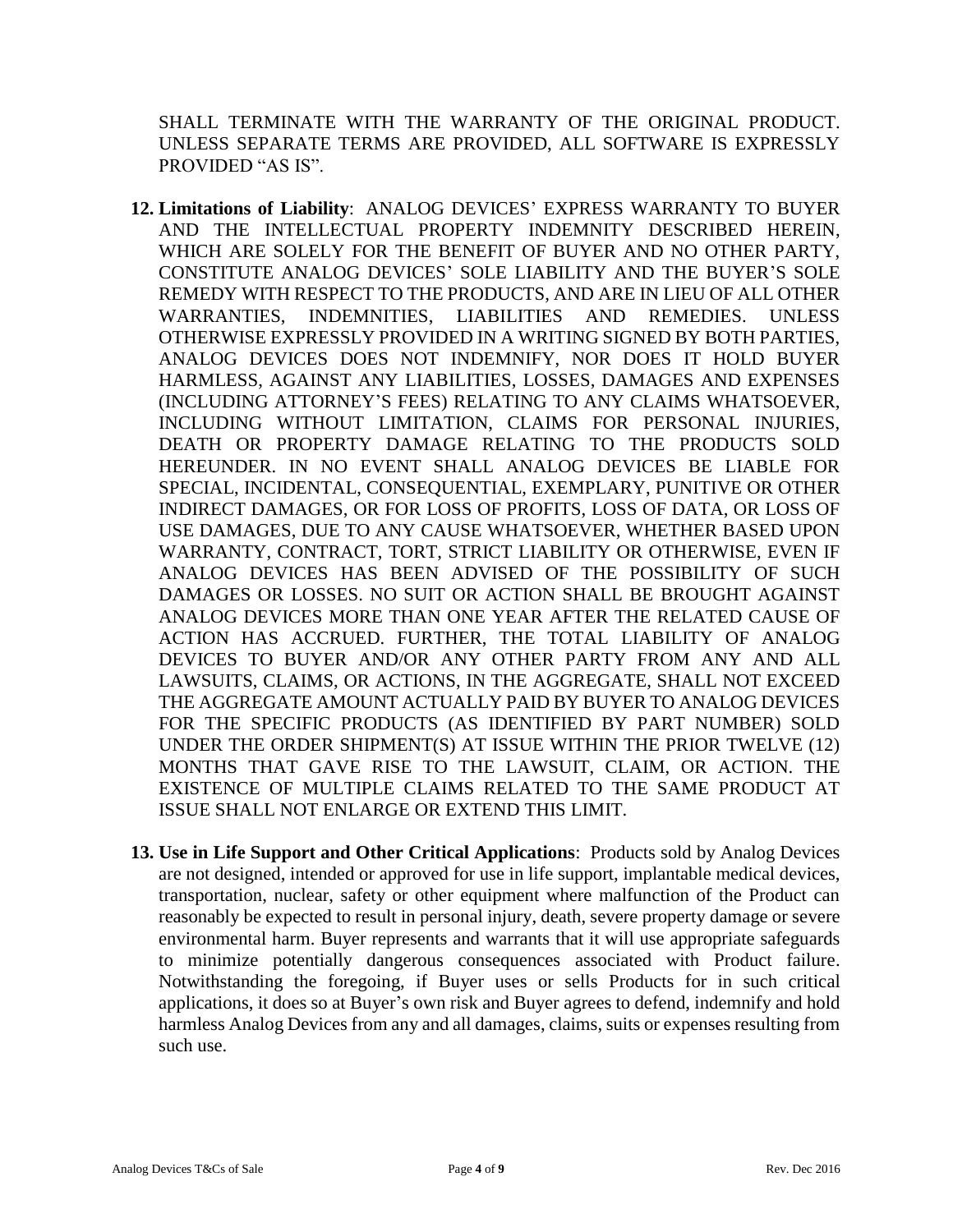SHALL TERMINATE WITH THE WARRANTY OF THE ORIGINAL PRODUCT. UNLESS SEPARATE TERMS ARE PROVIDED, ALL SOFTWARE IS EXPRESSLY PROVIDED "AS IS".

12. **Limitations of Liability**: ANALOG DEVICES' EXPRESS WARRANTY TO BUYER AND THE INTELLECTUAL PROPERTY INDEMNITY DESCRIBED HEREIN, WHICH ARE SOLELY FOR THE BENEFIT OF BUYER AND NO OTHER PARTY, CONSTITUTE ANALOG DEVICES' SOLE LIABILITY AND THE BUYER'S SOLE REMEDY WITH RESPECT TO THE PRODUCTS, AND ARE IN LIEU OF ALL OTHER WARRANTIES, INDEMNITIES, LIABILITIES AND REMEDIES. UNLESS OTHERWISE EXPRESSLY PROVIDED IN A WRITING SIGNED BY BOTH PARTIES, ANALOG DEVICES DOES NOT INDEMNIFY, NOR DOES IT HOLD BUYER HARMLESS, AGAINST ANY LIABILITIES, LOSSES, DAMAGES AND EXPENSES (INCLUDING ATTORNEY'S FEES) RELATING TO ANY CLAIMS WHATSOEVER, INCLUDING WITHOUT LIMITATION, CLAIMS FOR PERSONAL INJURIES, DEATH OR PROPERTY DAMAGE RELATING TO THE PRODUCTS SOLD HEREUNDER. IN NO EVENT SHALL ANALOG DEVICES BE LIABLE FOR SPECIAL, INCIDENTAL, CONSEQUENTIAL, EXEMPLARY, PUNITIVE OR OTHER INDIRECT DAMAGES, OR FOR LOSS OF PROFITS, LOSS OF DATA, OR LOSS OF USE DAMAGES, DUE TO ANY CAUSE WHATSOEVER, WHETHER BASED UPON WARRANTY, CONTRACT, TORT, STRICT LIABILITY OR OTHERWISE, EVEN IF ANALOG DEVICES HAS BEEN ADVISED OF THE POSSIBILITY OF SUCH DAMAGES OR LOSSES. NO SUIT OR ACTION SHALL BE BROUGHT AGAINST ANALOG DEVICES MORE THAN ONE YEAR AFTER THE RELATED CAUSE OF ACTION HAS ACCRUED. FURTHER, THE TOTAL LIABILITY OF ANALOG DEVICES TO BUYER AND/OR ANY OTHER PARTY FROM ANY AND ALL LAWSUITS, CLAIMS, OR ACTIONS, IN THE AGGREGATE, SHALL NOT EXCEED THE AGGREGATE AMOUNT ACTUALLY PAID BY BUYER TO ANALOG DEVICES FOR THE SPECIFIC PRODUCTS (AS IDENTIFIED BY PART NUMBER) SOLD UNDER THE ORDER SHIPMENT(S) AT ISSUE WITHIN THE PRIOR TWELVE (12) MONTHS THAT GAVE RISE TO THE LAWSUIT, CLAIM, OR ACTION. THE EXISTENCE OF MULTIPLE CLAIMS RELATED TO THE SAME PRODUCT AT ISSUE SHALL NOT ENLARGE OR EXTEND THIS LIMIT.

13. **Use in Life Support and Other Critical Applications**: Products sold by Analog Devices are not designed, intended or approved for use in life support, implantable medical devices, transportation, nuclear, safety or other equipment where malfunction of the Product can reasonably be expected to result in personal injury, death, severe property damage or severe environmental harm. Buyer represents and warrants that it will use appropriate safeguards to minimize potentially dangerous consequences associated with Product failure. Notwithstanding the foregoing, if Buyer uses or sells Products for in such critical applications, it does so at Buyer's own risk and Buyer agrees to defend, indemnify and hold harmless Analog Devices from any and all damages, claims, suits or expenses resulting from such use.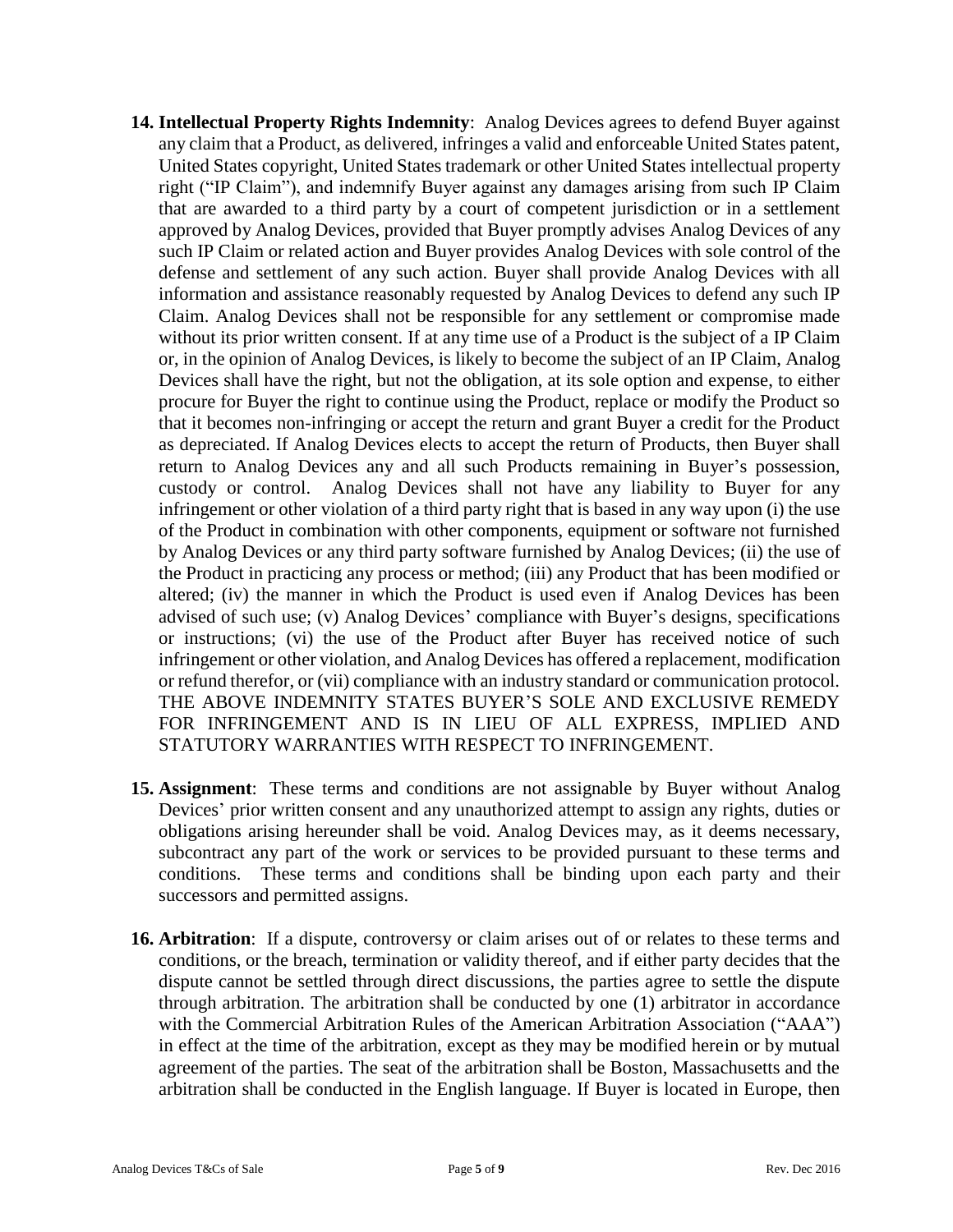**14. Intellectual Property Rights Indemnity**: Analog Devices agrees to defend Buyer against any claim that a Product, as delivered, infringes a valid and enforceable United States patent, United States copyright, United States trademark or other United States intellectual property right ("IP Claim"), and indemnify Buyer against any damages arising from such IP Claim that are awarded to a third party by a court of competent jurisdiction or in a settlement approved by Analog Devices, provided that Buyer promptly advises Analog Devices of any such IP Claim or related action and Buyer provides Analog Devices with sole control of the defense and settlement of any such action. Buyer shall provide Analog Devices with all information and assistance reasonably requested by Analog Devices to defend any such IP Claim. Analog Devices shall not be responsible for any settlement or compromise made without its prior written consent. If at any time use of a Product is the subject of a IP Claim or, in the opinion of Analog Devices, is likely to become the subject of an IP Claim, Analog Devices shall have the right, but not the obligation, at its sole option and expense, to either procure for Buyer the right to continue using the Product, replace or modify the Product so that it becomes non-infringing or accept the return and grant Buyer a credit for the Product as depreciated. If Analog Devices elects to accept the return of Products, then Buyer shall return to Analog Devices any and all such Products remaining in Buyer's possession, custody or control. Analog Devices shall not have any liability to Buyer for any infringement or other violation of a third party right that is based in any way upon (i) the use of the Product in combination with other components, equipment or software not furnished by Analog Devices or any third party software furnished by Analog Devices; (ii) the use of the Product in practicing any process or method; (iii) any Product that has been modified or altered; (iv) the manner in which the Product is used even if Analog Devices has been advised of such use; (v) Analog Devices' compliance with Buyer's designs, specifications or instructions; (vi) the use of the Product after Buyer has received notice of such infringement or other violation, and Analog Devices has offered a replacement, modification or refund therefor, or (vii) compliance with an industry standard or communication protocol. THE ABOVE INDEMNITY STATES BUYER'S SOLE AND EXCLUSIVE REMEDY FOR INFRINGEMENT AND IS IN LIEU OF ALL EXPRESS, IMPLIED AND STATUTORY WARRANTIES WITH RESPECT TO INFRINGEMENT.

**15. Assignment**: These terms and conditions are not assignable by Buyer without Analog Devices' prior written consent and any unauthorized attempt to assign any rights, duties or obligations arising hereunder shall be void. Analog Devices may, as it deems necessary, subcontract any part of the work or services to be provided pursuant to these terms and conditions. These terms and conditions shall be binding upon each party and their successors and permitted assigns.

**16. Arbitration**: If a dispute, controversy or claim arises out of or relates to these terms and conditions, or the breach, termination or validity thereof, and if either party decides that the dispute cannot be settled through direct discussions, the parties agree to settle the dispute through arbitration. The arbitration shall be conducted by one (1) arbitrator in accordance with the Commercial Arbitration Rules of the American Arbitration Association ("AAA") in effect at the time of the arbitration, except as they may be modified herein or by mutual agreement of the parties. The seat of the arbitration shall be Boston, Massachusetts and the arbitration shall be conducted in the English language. If Buyer is located in Europe, then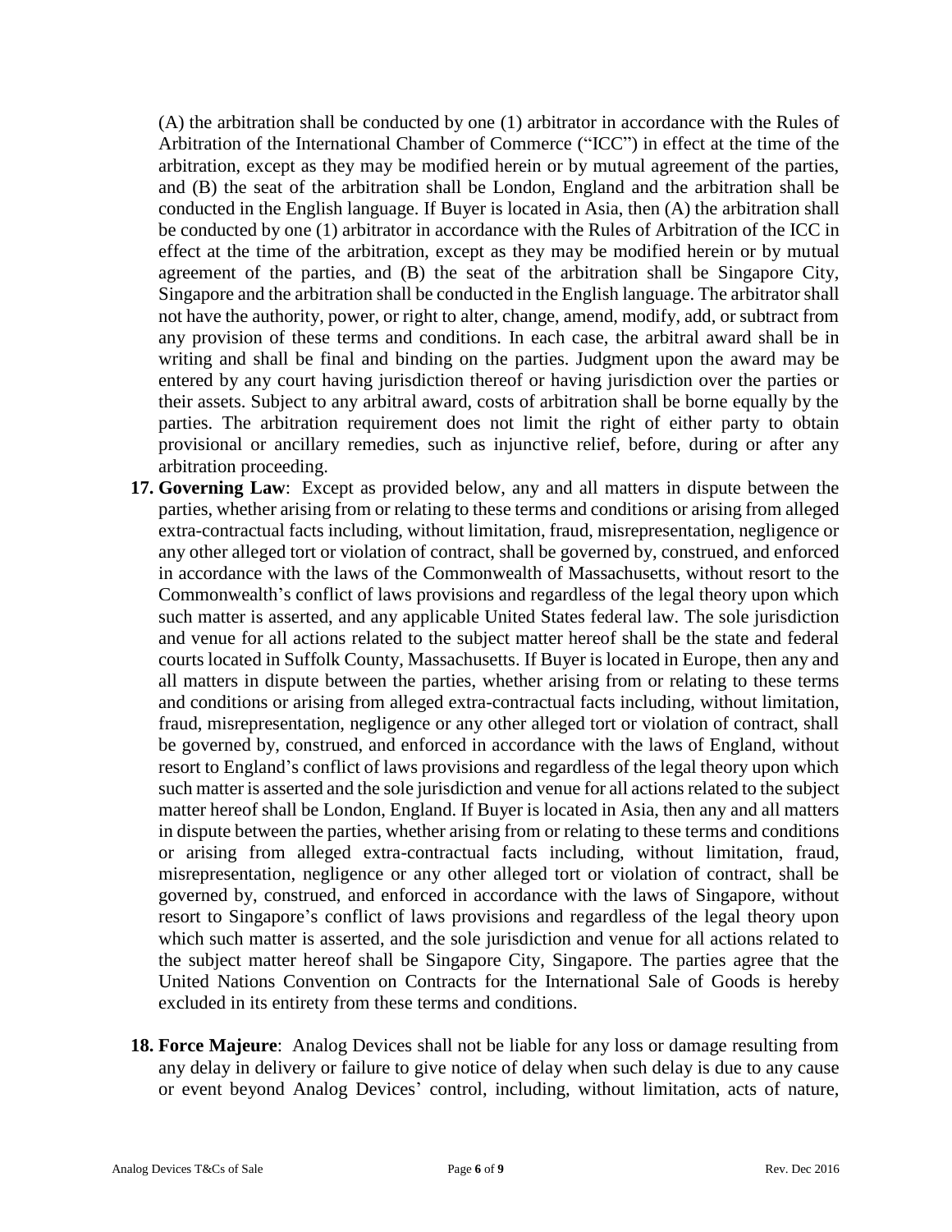(A) the arbitration shall be conducted by one (1) arbitrator in accordance with the Rules of Arbitration of the International Chamber of Commerce ("ICC") in effect at the time of the arbitration, except as they may be modified herein or by mutual agreement of the parties, and (B) the seat of the arbitration shall be London, England and the arbitration shall be conducted in the English language. If Buyer is located in Asia, then (A) the arbitration shall be conducted by one (1) arbitrator in accordance with the Rules of Arbitration of the ICC in effect at the time of the arbitration, except as they may be modified herein or by mutual agreement of the parties, and (B) the seat of the arbitration shall be Singapore City, Singapore and the arbitration shall be conducted in the English language. The arbitrator shall not have the authority, power, or right to alter, change, amend, modify, add, or subtract from any provision of these terms and conditions. In each case, the arbitral award shall be in writing and shall be final and binding on the parties. Judgment upon the award may be entered by any court having jurisdiction thereof or having jurisdiction over the parties or their assets. Subject to any arbitral award, costs of arbitration shall be borne equally by the parties. The arbitration requirement does not limit the right of either party to obtain provisional or ancillary remedies, such as injunctive relief, before, during or after any arbitration proceeding.

17. **Governing Law**: Except as provided below, any and all matters in dispute between the parties, whether arising from or relating to these terms and conditions or arising from alleged extra-contractual facts including, without limitation, fraud, misrepresentation, negligence or any other alleged tort or violation of contract, shall be governed by, construed, and enforced in accordance with the laws of the Commonwealth of Massachusetts, without resort to the Commonwealth's conflict of laws provisions and regardless of the legal theory upon which such matter is asserted, and any applicable United States federal law. The sole jurisdiction and venue for all actions related to the subject matter hereof shall be the state and federal courts located in Suffolk County, Massachusetts. If Buyer is located in Europe, then any and all matters in dispute between the parties, whether arising from or relating to these terms and conditions or arising from alleged extra-contractual facts including, without limitation, fraud, misrepresentation, negligence or any other alleged tort or violation of contract, shall be governed by, construed, and enforced in accordance with the laws of England, without resort to England's conflict of laws provisions and regardless of the legal theory upon which such matter is asserted and the sole jurisdiction and venue for all actions related to the subject matter hereof shall be London, England. If Buyer is located in Asia, then any and all matters in dispute between the parties, whether arising from or relating to these terms and conditions or arising from alleged extra-contractual facts including, without limitation, fraud, misrepresentation, negligence or any other alleged tort or violation of contract, shall be governed by, construed, and enforced in accordance with the laws of Singapore, without resort to Singapore's conflict of laws provisions and regardless of the legal theory upon which such matter is asserted, and the sole jurisdiction and venue for all actions related to the subject matter hereof shall be Singapore City, Singapore. The parties agree that the United Nations Convention on Contracts for the International Sale of Goods is hereby excluded in its entirety from these terms and conditions.

18. **Force Majeure**: Analog Devices shall not be liable for any loss or damage resulting from any delay in delivery or failure to give notice of delay when such delay is due to any cause or event beyond Analog Devices' control, including, without limitation, acts of nature,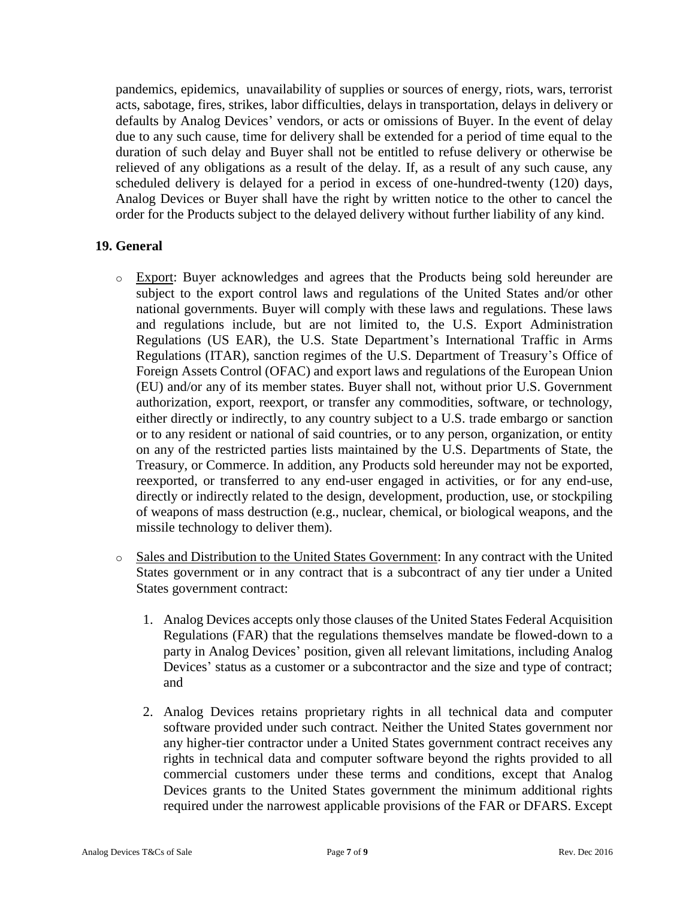pandemics, epidemics, unavailability of supplies or sources of energy, riots, wars, terrorist acts, sabotage, fires, strikes, labor difficulties, delays in transportation, delays in delivery or defaults by Analog Devices' vendors, or acts or omissions of Buyer. In the event of delay due to any such cause, time for delivery shall be extended for a period of time equal to the duration of such delay and Buyer shall not be entitled to refuse delivery or otherwise be relieved of any obligations as a result of the delay. If, as a result of any such cause, any scheduled delivery is delayed for a period in excess of one-hundred-twenty (120) days, Analog Devices or Buyer shall have the right by written notice to the other to cancel the order for the Products subject to the delayed delivery without further liability of any kind.

## 19. General

- Export: Buyer acknowledges and agrees that the Products being sold hereunder are subject to the export control laws and regulations of the United States and/or other national governments. Buyer will comply with these laws and regulations. These laws and regulations include, but are not limited to, the U.S. Export Administration Regulations (US EAR), the U.S. State Department's International Traffic in Arms Regulations (ITAR), sanction regimes of the U.S. Department of Treasury's Office of Foreign Assets Control (OFAC) and export laws and regulations of the European Union (EU) and/or any of its member states. Buyer shall not, without prior U.S. Government authorization, export, reexport, or transfer any commodities, software, or technology, either directly or indirectly, to any country subject to a U.S. trade embargo or sanction or to any resident or national of said countries, or to any person, organization, or entity on any of the restricted parties lists maintained by the U.S. Departments of State, the Treasury, or Commerce. In addition, any Products sold hereunder may not be exported, reexported, or transferred to any end-user engaged in activities, or for any end-use, directly or indirectly related to the design, development, production, use, or stockpiling of weapons of mass destruction (e.g., nuclear, chemical, or biological weapons, and the missile technology to deliver them).

- Sales and Distribution to the United States Government: In any contract with the United States government or in any contract that is a subcontract of any tier under a United States government contract:

  1. Analog Devices accepts only those clauses of the United States Federal Acquisition Regulations (FAR) that the regulations themselves mandate be flowed-down to a party in Analog Devices' position, given all relevant limitations, including Analog Devices' status as a customer or a subcontractor and the size and type of contract; and

  2. Analog Devices retains proprietary rights in all technical data and computer software provided under such contract. Neither the United States government nor any higher-tier contractor under a United States government contract receives any rights in technical data and computer software beyond the rights provided to all commercial customers under these terms and conditions, except that Analog Devices grants to the United States government the minimum additional rights required under the narrowest applicable provisions of the FAR or DFARS. Except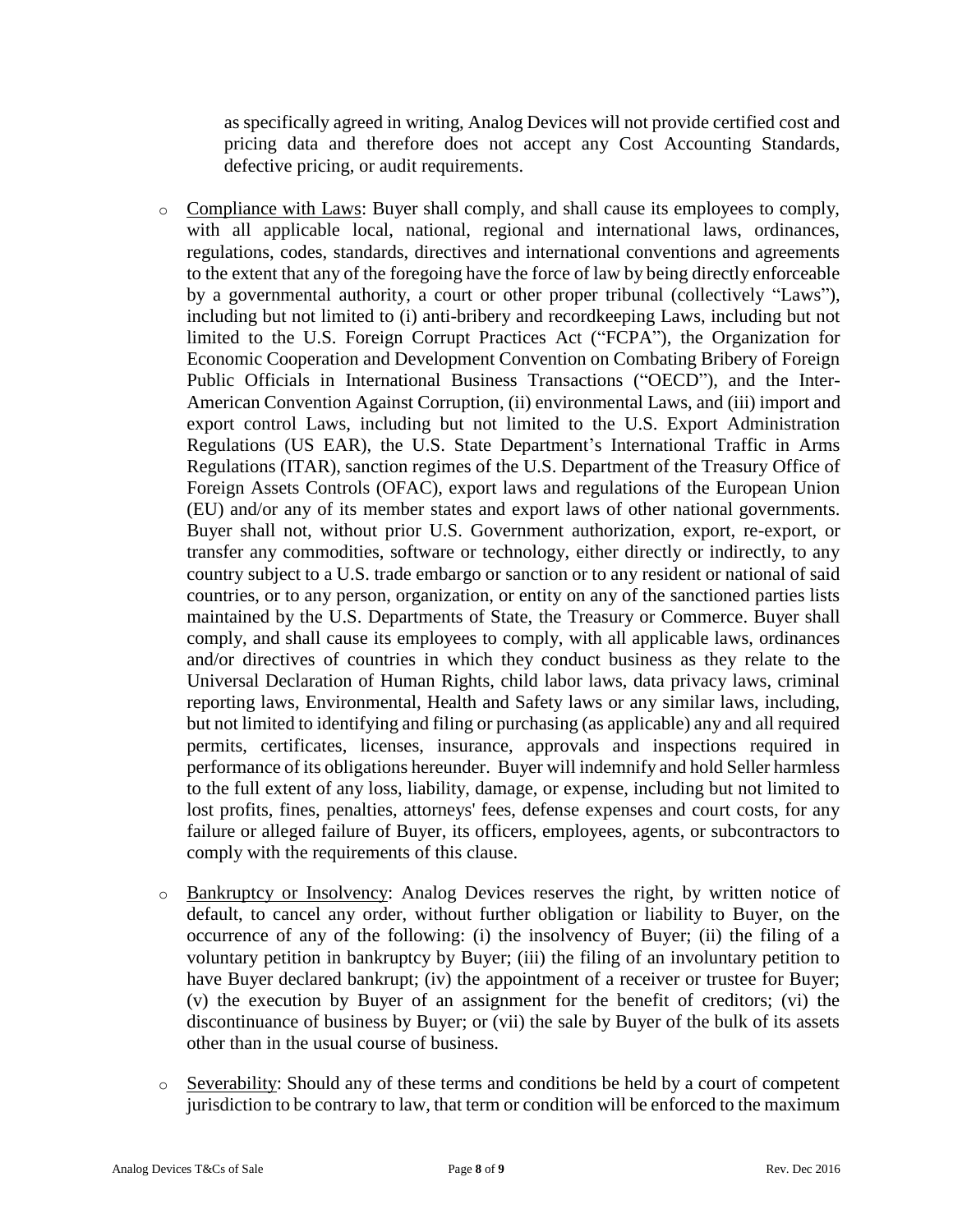as specifically agreed in writing, Analog Devices will not provide certified cost and pricing data and therefore does not accept any Cost Accounting Standards, defective pricing, or audit requirements.

- Compliance with Laws: Buyer shall comply, and shall cause its employees to comply, with all applicable local, national, regional and international laws, ordinances, regulations, codes, standards, directives and international conventions and agreements to the extent that any of the foregoing have the force of law by being directly enforceable by a governmental authority, a court or other proper tribunal (collectively "Laws"), including but not limited to (i) anti-bribery and recordkeeping Laws, including but not limited to the U.S. Foreign Corrupt Practices Act ("FCPA"), the Organization for Economic Cooperation and Development Convention on Combating Bribery of Foreign Public Officials in International Business Transactions ("OECD"), and the Inter-American Convention Against Corruption, (ii) environmental Laws, and (iii) import and export control Laws, including but not limited to the U.S. Export Administration Regulations (US EAR), the U.S. State Department's International Traffic in Arms Regulations (ITAR), sanction regimes of the U.S. Department of the Treasury Office of Foreign Assets Controls (OFAC), export laws and regulations of the European Union (EU) and/or any of its member states and export laws of other national governments. Buyer shall not, without prior U.S. Government authorization, export, re-export, or transfer any commodities, software or technology, either directly or indirectly, to any country subject to a U.S. trade embargo or sanction or to any resident or national of said countries, or to any person, organization, or entity on any of the sanctioned parties lists maintained by the U.S. Departments of State, the Treasury or Commerce. Buyer shall comply, and shall cause its employees to comply, with all applicable laws, ordinances and/or directives of countries in which they conduct business as they relate to the Universal Declaration of Human Rights, child labor laws, data privacy laws, criminal reporting laws, Environmental, Health and Safety laws or any similar laws, including, but not limited to identifying and filing or purchasing (as applicable) any and all required permits, certificates, licenses, insurance, approvals and inspections required in performance of its obligations hereunder. Buyer will indemnify and hold Seller harmless to the full extent of any loss, liability, damage, or expense, including but not limited to lost profits, fines, penalties, attorneys' fees, defense expenses and court costs, for any failure or alleged failure of Buyer, its officers, employees, agents, or subcontractors to comply with the requirements of this clause.

- Bankruptcy or Insolvency: Analog Devices reserves the right, by written notice of default, to cancel any order, without further obligation or liability to Buyer, on the occurrence of any of the following: (i) the insolvency of Buyer; (ii) the filing of a voluntary petition in bankruptcy by Buyer; (iii) the filing of an involuntary petition to have Buyer declared bankrupt; (iv) the appointment of a receiver or trustee for Buyer; (v) the execution by Buyer of an assignment for the benefit of creditors; (vi) the discontinuance of business by Buyer; or (vii) the sale by Buyer of the bulk of its assets other than in the usual course of business.

- Severability: Should any of these terms and conditions be held by a court of competent jurisdiction to be contrary to law, that term or condition will be enforced to the maximum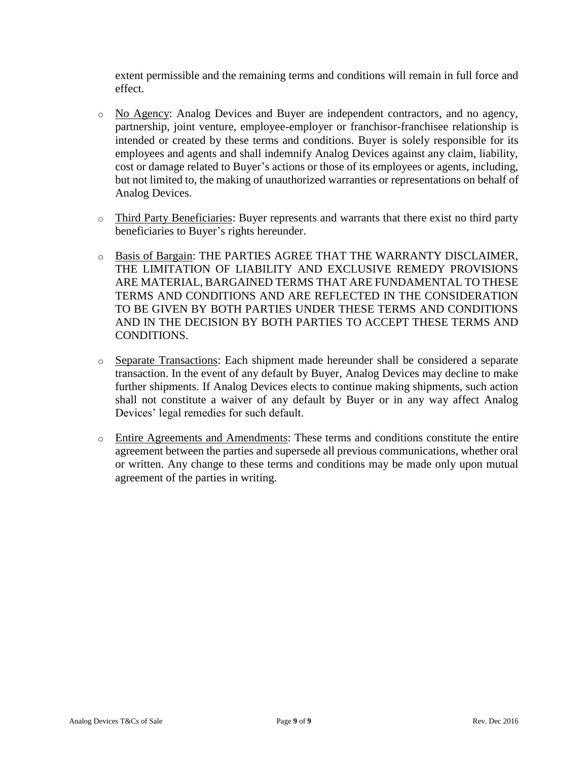extent permissible and the remaining terms and conditions will remain in full force and effect.

- No Agency: Analog Devices and Buyer are independent contractors, and no agency, partnership, joint venture, employee-employer or franchisor-franchisee relationship is intended or created by these terms and conditions. Buyer is solely responsible for its employees and agents and shall indemnify Analog Devices against any claim, liability, cost or damage related to Buyer's actions or those of its employees or agents, including, but not limited to, the making of unauthorized warranties or representations on behalf of Analog Devices.

- Third Party Beneficiaries: Buyer represents and warrants that there exist no third party beneficiaries to Buyer's rights hereunder.

- Basis of Bargain: THE PARTIES AGREE THAT THE WARRANTY DISCLAIMER, THE LIMITATION OF LIABILITY AND EXCLUSIVE REMEDY PROVISIONS ARE MATERIAL, BARGAINED TERMS THAT ARE FUNDAMENTAL TO THESE TERMS AND CONDITIONS AND ARE REFLECTED IN THE CONSIDERATION TO BE GIVEN BY BOTH PARTIES UNDER THESE TERMS AND CONDITIONS AND IN THE DECISION BY BOTH PARTIES TO ACCEPT THESE TERMS AND CONDITIONS.

- Separate Transactions: Each shipment made hereunder shall be considered a separate transaction. In the event of any default by Buyer, Analog Devices may decline to make further shipments. If Analog Devices elects to continue making shipments, such action shall not constitute a waiver of any default by Buyer or in any way affect Analog Devices' legal remedies for such default.

- Entire Agreements and Amendments: These terms and conditions constitute the entire agreement between the parties and supersede all previous communications, whether oral or written. Any change to these terms and conditions may be made only upon mutual agreement of the parties in writing.